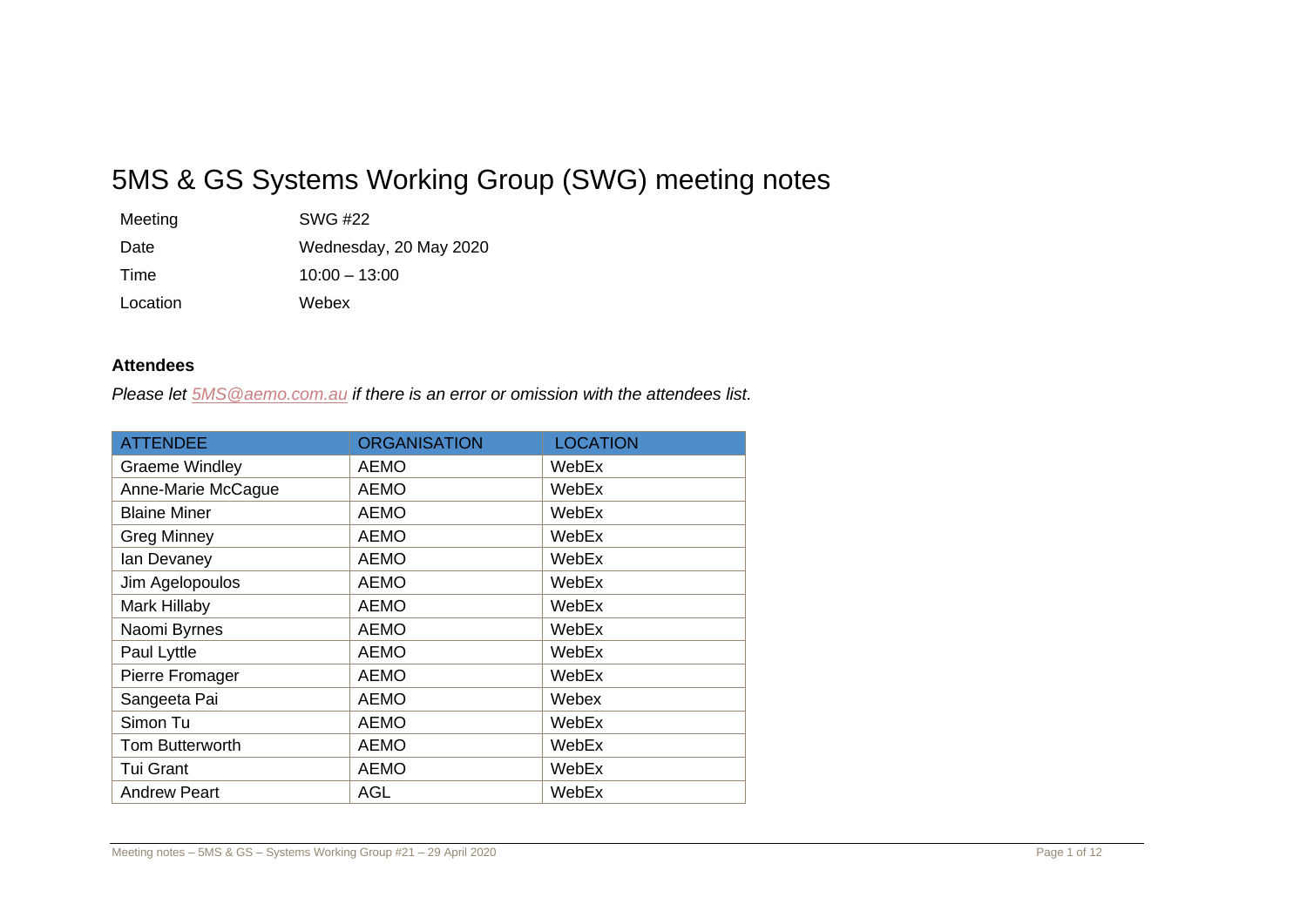# 5MS & GS Systems Working Group (SWG) meeting notes

| | |
|---|---|
| Meeting | SWG #22 |
| Date | Wednesday, 20 May 2020 |
| Time | 10:00 – 13:00 |
| Location | Webex |

### Attendees

*Please let 5MS@aemo.com.au if there is an error or omission with the attendees list.*

| ATTENDEE | ORGANISATION | LOCATION |
|---|---|---|
| Graeme Windley | AEMO | WebEx |
| Anne-Marie McCague | AEMO | WebEx |
| Blaine Miner | AEMO | WebEx |
| Greg Minney | AEMO | WebEx |
| Ian Devaney | AEMO | WebEx |
| Jim Agelopoulos | AEMO | WebEx |
| Mark Hillaby | AEMO | WebEx |
| Naomi Byrnes | AEMO | WebEx |
| Paul Lyttle | AEMO | WebEx |
| Pierre Fromager | AEMO | WebEx |
| Sangeeta Pai | AEMO | Webex |
| Simon Tu | AEMO | WebEx |
| Tom Butterworth | AEMO | WebEx |
| Tui Grant | AEMO | WebEx |
| Andrew Peart | AGL | WebEx |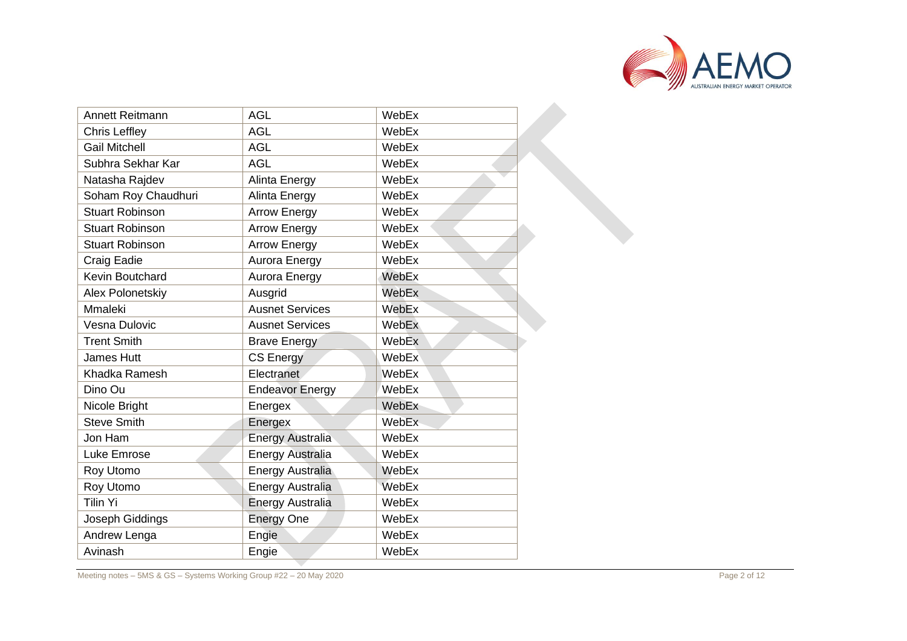| Annett Reitmann | AGL | WebEx |
|---|---|---|
| Chris Leffley | AGL | WebEx |
| Gail Mitchell | AGL | WebEx |
| Subhra Sekhar Kar | AGL | WebEx |
| Natasha Rajdev | Alinta Energy | WebEx |
| Soham Roy Chaudhuri | Alinta Energy | WebEx |
| Stuart Robinson | Arrow Energy | WebEx |
| Stuart Robinson | Arrow Energy | WebEx |
| Stuart Robinson | Arrow Energy | WebEx |
| Craig Eadie | Aurora Energy | WebEx |
| Kevin Boutchard | Aurora Energy | WebEx |
| Alex Polonetskiy | Ausgrid | WebEx |
| Mmaleki | Ausnet Services | WebEx |
| Vesna Dulovic | Ausnet Services | WebEx |
| Trent Smith | Brave Energy | WebEx |
| James Hutt | CS Energy | WebEx |
| Khadka Ramesh | Electranet | WebEx |
| Dino Ou | Endeavor Energy | WebEx |
| Nicole Bright | Energex | WebEx |
| Steve Smith | Energex | WebEx |
| Jon Ham | Energy Australia | WebEx |
| Luke Emrose | Energy Australia | WebEx |
| Roy Utomo | Energy Australia | WebEx |
| Roy Utomo | Energy Australia | WebEx |
| Tilin Yi | Energy Australia | WebEx |
| Joseph Giddings | Energy One | WebEx |
| Andrew Lenga | Engie | WebEx |
| Avinash | Engie | WebEx |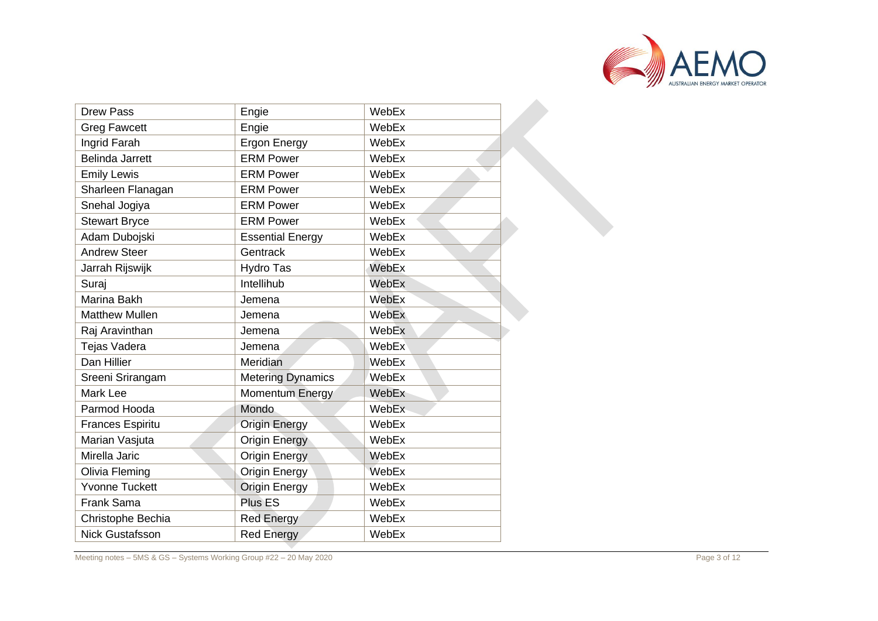| Drew Pass | Engie | WebEx |
|---|---|---|
| Greg Fawcett | Engie | WebEx |
| Ingrid Farah | Ergon Energy | WebEx |
| Belinda Jarrett | ERM Power | WebEx |
| Emily Lewis | ERM Power | WebEx |
| Sharleen Flanagan | ERM Power | WebEx |
| Snehal Jogiya | ERM Power | WebEx |
| Stewart Bryce | ERM Power | WebEx |
| Adam Dubojski | Essential Energy | WebEx |
| Andrew Steer | Gentrack | WebEx |
| Jarrah Rijswijk | Hydro Tas | WebEx |
| Suraj | Intellihub | WebEx |
| Marina Bakh | Jemena | WebEx |
| Matthew Mullen | Jemena | WebEx |
| Raj Aravinthan | Jemena | WebEx |
| Tejas Vadera | Jemena | WebEx |
| Dan Hillier | Meridian | WebEx |
| Sreeni Srirangam | Metering Dynamics | WebEx |
| Mark Lee | Momentum Energy | WebEx |
| Parmod Hooda | Mondo | WebEx |
| Frances Espiritu | Origin Energy | WebEx |
| Marian Vasjuta | Origin Energy | WebEx |
| Mirella Jaric | Origin Energy | WebEx |
| Olivia Fleming | Origin Energy | WebEx |
| Yvonne Tuckett | Origin Energy | WebEx |
| Frank Sama | Plus ES | WebEx |
| Christophe Bechia | Red Energy | WebEx |
| Nick Gustafsson | Red Energy | WebEx |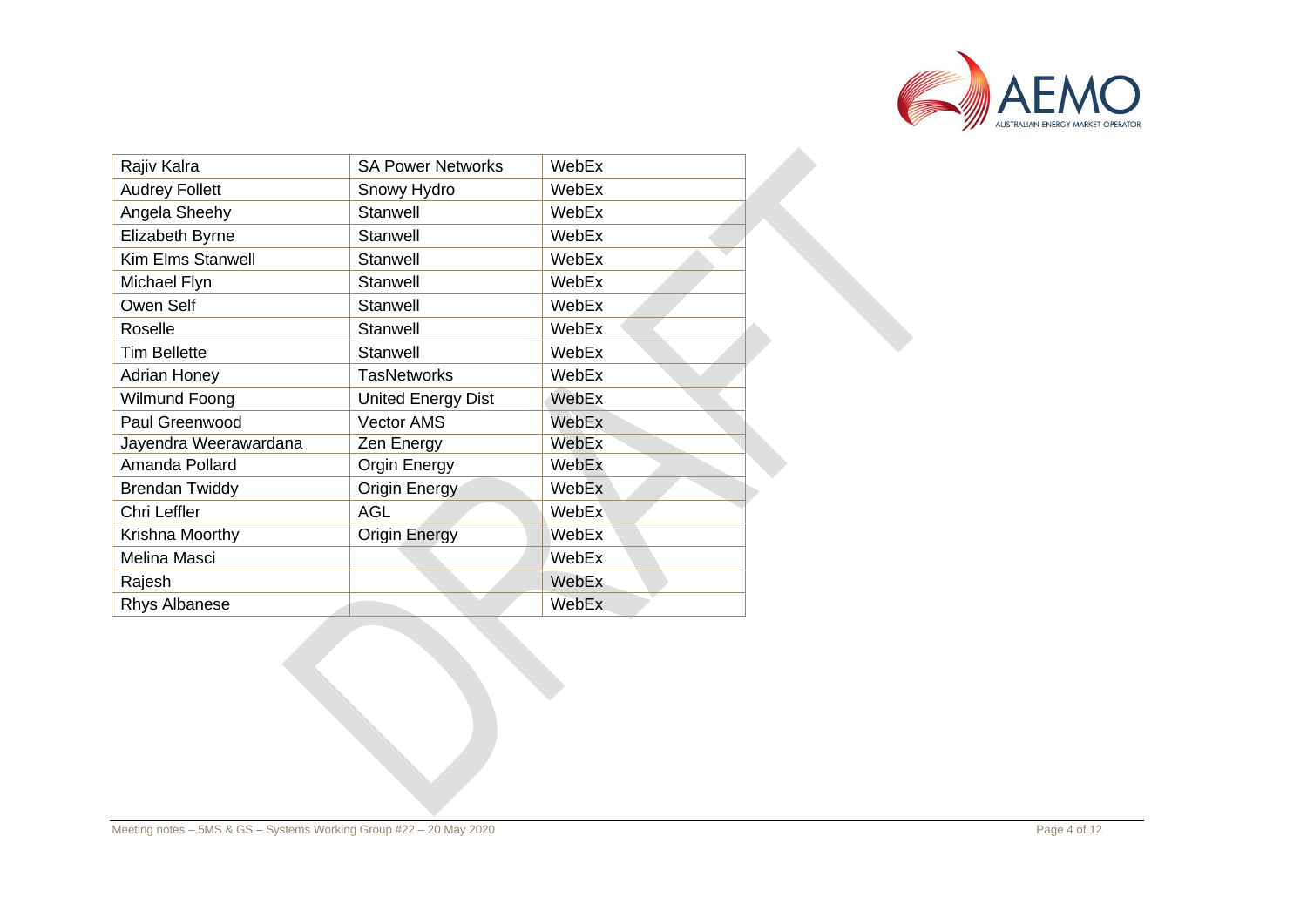| | | |
|---|---|---|
| Rajiv Kalra | SA Power Networks | WebEx |
| Audrey Follett | Snowy Hydro | WebEx |
| Angela Sheehy | Stanwell | WebEx |
| Elizabeth Byrne | Stanwell | WebEx |
| Kim Elms Stanwell | Stanwell | WebEx |
| Michael Flyn | Stanwell | WebEx |
| Owen Self | Stanwell | WebEx |
| Roselle | Stanwell | WebEx |
| Tim Bellette | Stanwell | WebEx |
| Adrian Honey | TasNetworks | WebEx |
| Wilmund Foong | United Energy Dist | WebEx |
| Paul Greenwood | Vector AMS | WebEx |
| Jayendra Weerawardana | Zen Energy | WebEx |
| Amanda Pollard | Orgin Energy | WebEx |
| Brendan Twiddy | Origin Energy | WebEx |
| Chri Leffler | AGL | WebEx |
| Krishna Moorthy | Origin Energy | WebEx |
| Melina Masci | | WebEx |
| Rajesh | | WebEx |
| Rhys Albanese | | WebEx |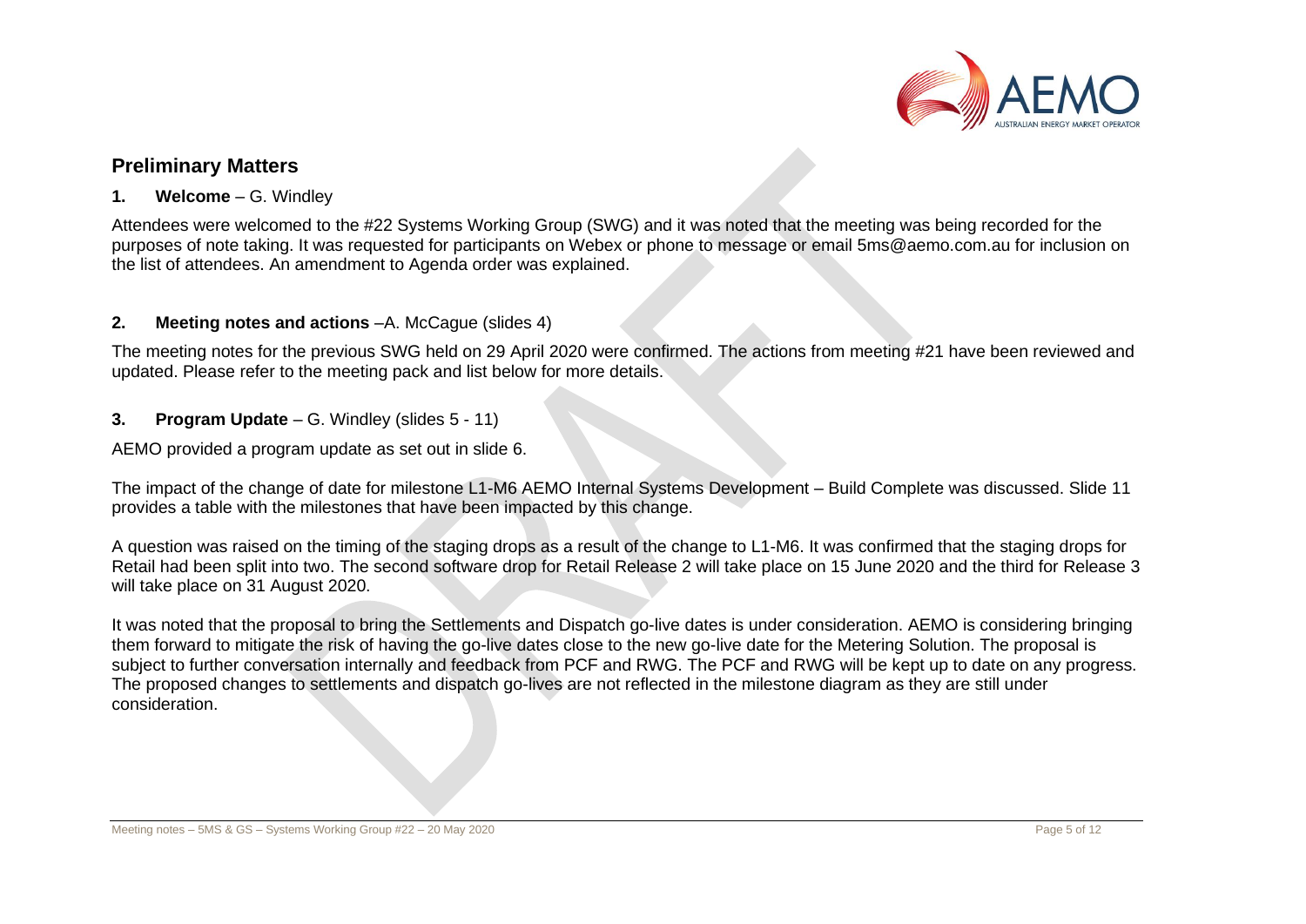## Preliminary Matters

### 1. Welcome – G. Windley

Attendees were welcomed to the #22 Systems Working Group (SWG) and it was noted that the meeting was being recorded for the purposes of note taking. It was requested for participants on Webex or phone to message or email 5ms@aemo.com.au for inclusion on the list of attendees. An amendment to Agenda order was explained.

### 2. Meeting notes and actions –A. McCague (slides 4)

The meeting notes for the previous SWG held on 29 April 2020 were confirmed. The actions from meeting #21 have been reviewed and updated. Please refer to the meeting pack and list below for more details.

### 3. Program Update – G. Windley (slides 5 - 11)

AEMO provided a program update as set out in slide 6.

The impact of the change of date for milestone L1-M6 AEMO Internal Systems Development – Build Complete was discussed. Slide 11 provides a table with the milestones that have been impacted by this change.

A question was raised on the timing of the staging drops as a result of the change to L1-M6. It was confirmed that the staging drops for Retail had been split into two. The second software drop for Retail Release 2 will take place on 15 June 2020 and the third for Release 3 will take place on 31 August 2020.

It was noted that the proposal to bring the Settlements and Dispatch go-live dates is under consideration. AEMO is considering bringing them forward to mitigate the risk of having the go-live dates close to the new go-live date for the Metering Solution. The proposal is subject to further conversation internally and feedback from PCF and RWG. The PCF and RWG will be kept up to date on any progress. The proposed changes to settlements and dispatch go-lives are not reflected in the milestone diagram as they are still under consideration.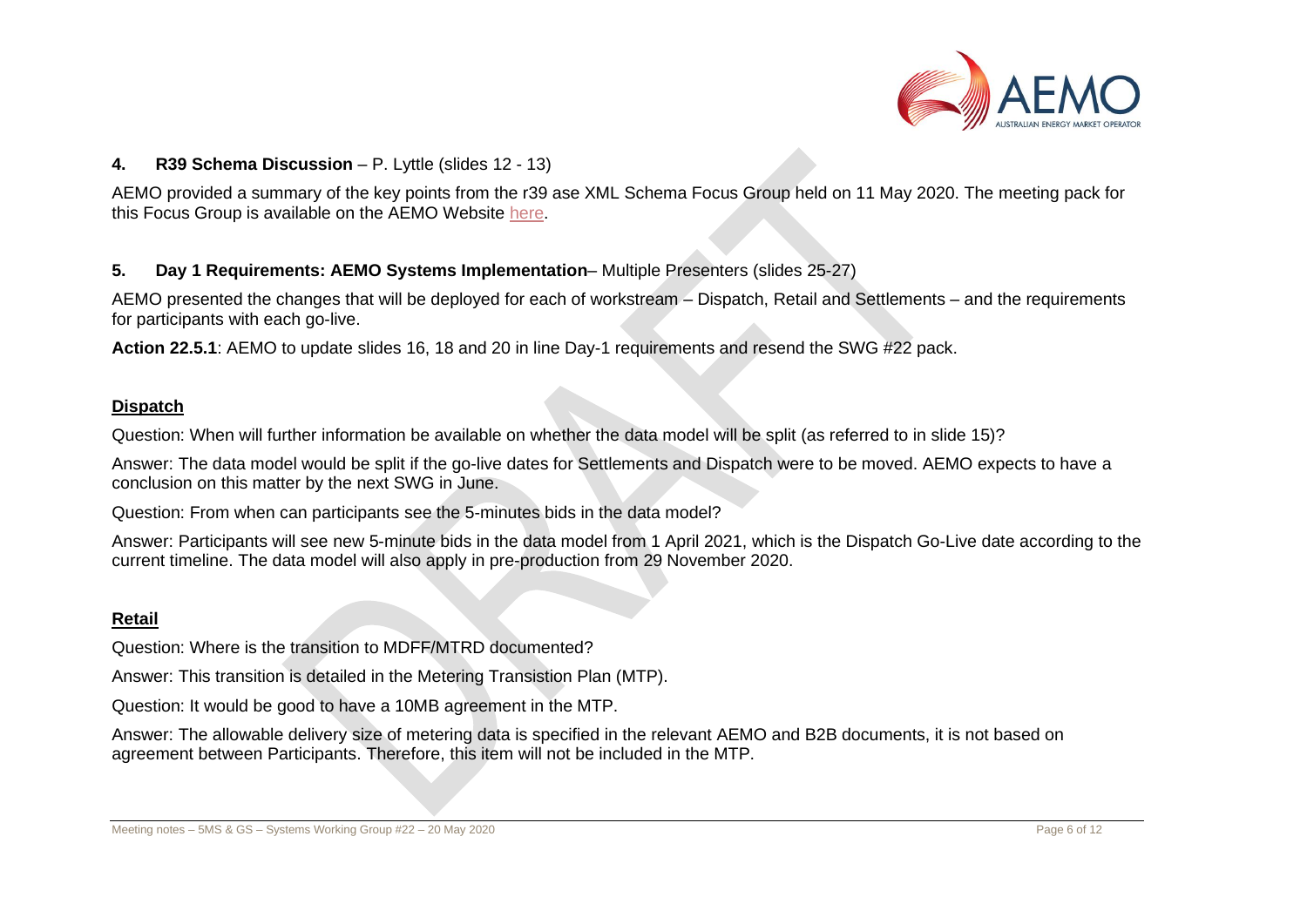**4. R39 Schema Discussion** – P. Lyttle (slides 12 - 13)

AEMO provided a summary of the key points from the r39 ase XML Schema Focus Group held on 11 May 2020. The meeting pack for this Focus Group is available on the AEMO Website here.

**5. Day 1 Requirements: AEMO Systems Implementation**– Multiple Presenters (slides 25-27)

AEMO presented the changes that will be deployed for each of workstream – Dispatch, Retail and Settlements – and the requirements for participants with each go-live.

**Action 22.5.1**: AEMO to update slides 16, 18 and 20 in line Day-1 requirements and resend the SWG #22 pack.

**Dispatch**

Question: When will further information be available on whether the data model will be split (as referred to in slide 15)?

Answer: The data model would be split if the go-live dates for Settlements and Dispatch were to be moved. AEMO expects to have a conclusion on this matter by the next SWG in June.

Question: From when can participants see the 5-minutes bids in the data model?

Answer: Participants will see new 5-minute bids in the data model from 1 April 2021, which is the Dispatch Go-Live date according to the current timeline. The data model will also apply in pre-production from 29 November 2020.

**Retail**

Question: Where is the transition to MDFF/MTRD documented?

Answer: This transition is detailed in the Metering Transistion Plan (MTP).

Question: It would be good to have a 10MB agreement in the MTP.

Answer: The allowable delivery size of metering data is specified in the relevant AEMO and B2B documents, it is not based on agreement between Participants. Therefore, this item will not be included in the MTP.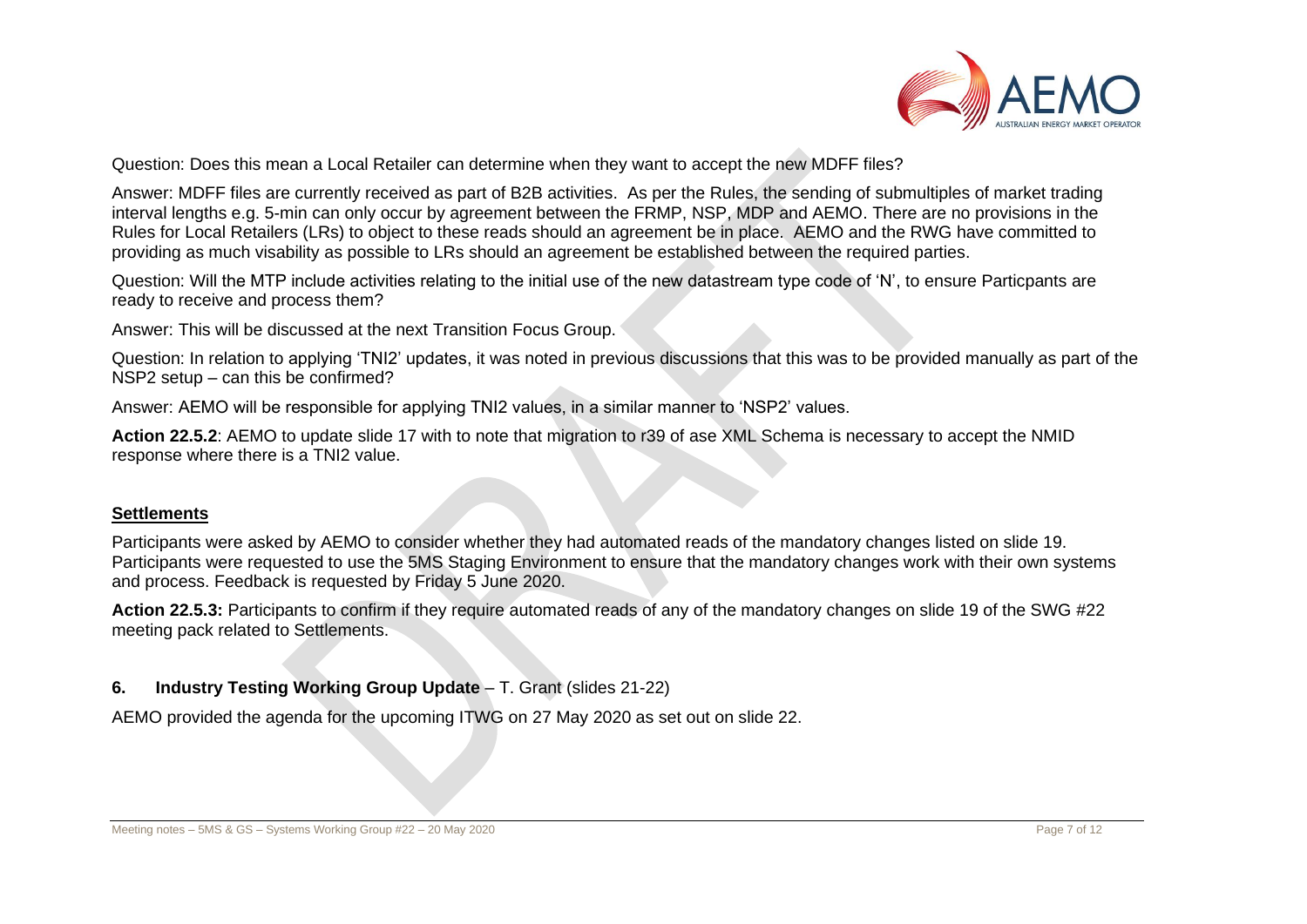Question: Does this mean a Local Retailer can determine when they want to accept the new MDFF files?

Answer: MDFF files are currently received as part of B2B activities. As per the Rules, the sending of submultiples of market trading interval lengths e.g. 5-min can only occur by agreement between the FRMP, NSP, MDP and AEMO. There are no provisions in the Rules for Local Retailers (LRs) to object to these reads should an agreement be in place. AEMO and the RWG have committed to providing as much visability as possible to LRs should an agreement be established between the required parties.

Question: Will the MTP include activities relating to the initial use of the new datastream type code of 'N', to ensure Particpants are ready to receive and process them?

Answer: This will be discussed at the next Transition Focus Group.

Question: In relation to applying 'TNI2' updates, it was noted in previous discussions that this was to be provided manually as part of the NSP2 setup – can this be confirmed?

Answer: AEMO will be responsible for applying TNI2 values, in a similar manner to 'NSP2' values.

**Action 22.5.2**: AEMO to update slide 17 with to note that migration to r39 of ase XML Schema is necessary to accept the NMID response where there is a TNI2 value.

**Settlements**

Participants were asked by AEMO to consider whether they had automated reads of the mandatory changes listed on slide 19. Participants were requested to use the 5MS Staging Environment to ensure that the mandatory changes work with their own systems and process. Feedback is requested by Friday 5 June 2020.

**Action 22.5.3:** Participants to confirm if they require automated reads of any of the mandatory changes on slide 19 of the SWG #22 meeting pack related to Settlements.

## 6. Industry Testing Working Group Update – T. Grant (slides 21-22)

AEMO provided the agenda for the upcoming ITWG on 27 May 2020 as set out on slide 22.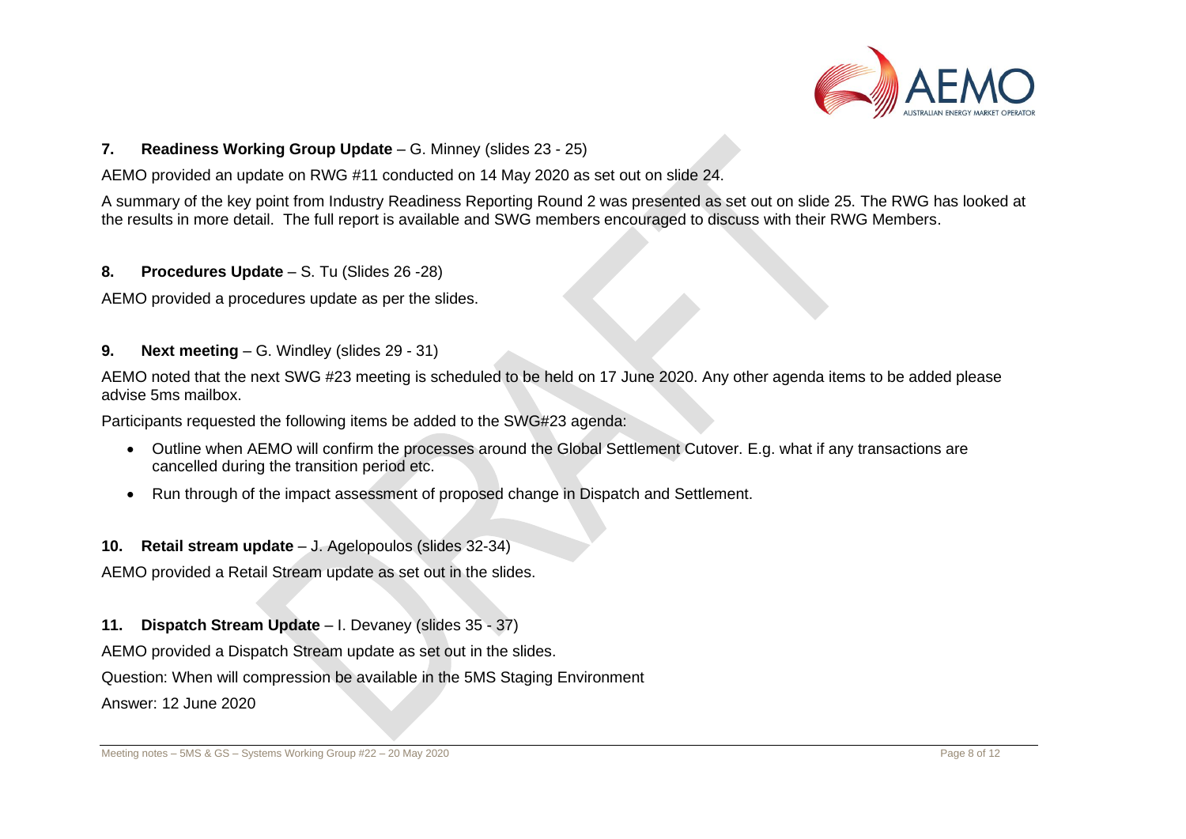## 7. Readiness Working Group Update – G. Minney (slides 23 - 25)

AEMO provided an update on RWG #11 conducted on 14 May 2020 as set out on slide 24.

A summary of the key point from Industry Readiness Reporting Round 2 was presented as set out on slide 25. The RWG has looked at the results in more detail. The full report is available and SWG members encouraged to discuss with their RWG Members.

## 8. Procedures Update – S. Tu (Slides 26 -28)

AEMO provided a procedures update as per the slides.

## 9. Next meeting – G. Windley (slides 29 - 31)

AEMO noted that the next SWG #23 meeting is scheduled to be held on 17 June 2020. Any other agenda items to be added please advise 5ms mailbox.

Participants requested the following items be added to the SWG#23 agenda:

- Outline when AEMO will confirm the processes around the Global Settlement Cutover. E.g. what if any transactions are cancelled during the transition period etc.
- Run through of the impact assessment of proposed change in Dispatch and Settlement.

## 10. Retail stream update – J. Agelopoulos (slides 32-34)

AEMO provided a Retail Stream update as set out in the slides.

## 11. Dispatch Stream Update – I. Devaney (slides 35 - 37)

AEMO provided a Dispatch Stream update as set out in the slides.

Question: When will compression be available in the 5MS Staging Environment

Answer: 12 June 2020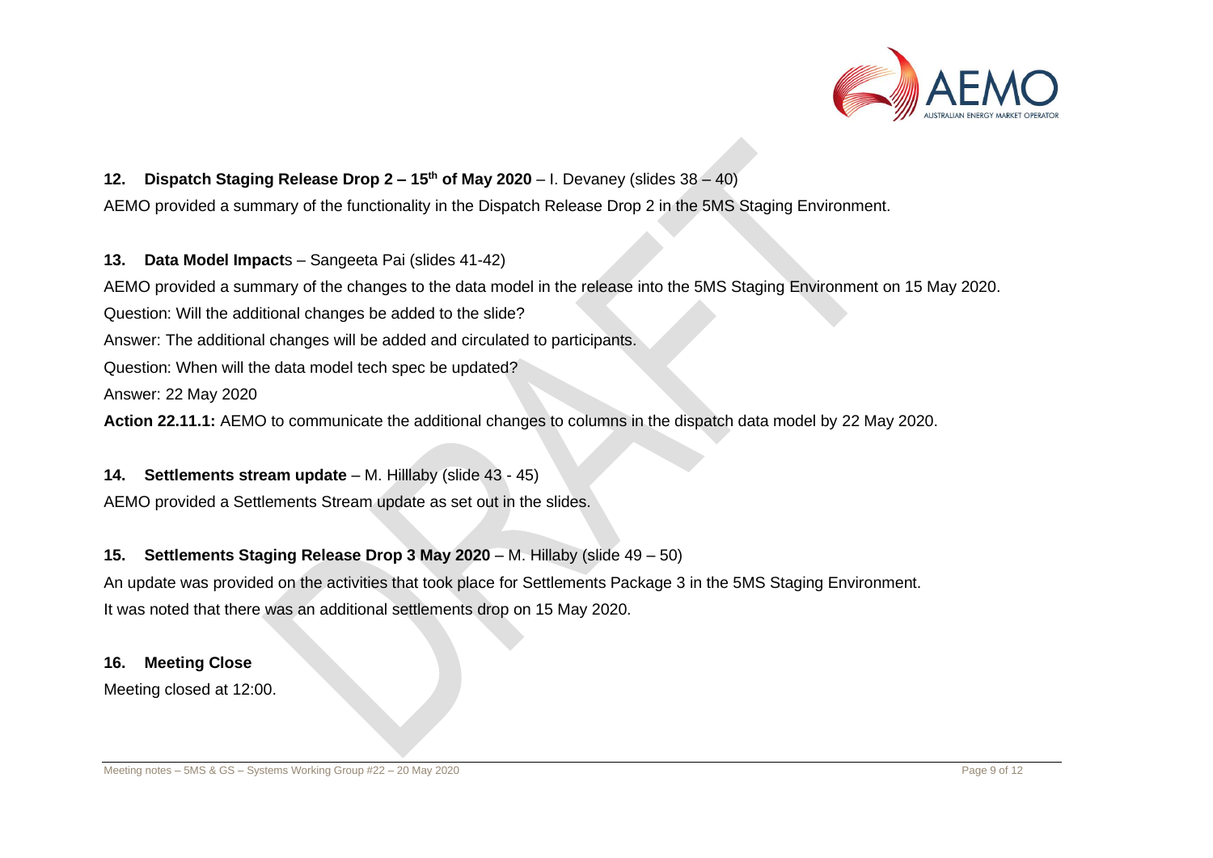### 12. Dispatch Staging Release Drop 2 – 15th of May 2020 – I. Devaney (slides 38 – 40)

AEMO provided a summary of the functionality in the Dispatch Release Drop 2 in the 5MS Staging Environment.

### 13. Data Model Impacts – Sangeeta Pai (slides 41-42)

AEMO provided a summary of the changes to the data model in the release into the 5MS Staging Environment on 15 May 2020.

Question: Will the additional changes be added to the slide?

Answer: The additional changes will be added and circulated to participants.

Question: When will the data model tech spec be updated?

Answer: 22 May 2020

**Action 22.11.1:** AEMO to communicate the additional changes to columns in the dispatch data model by 22 May 2020.

### 14. Settlements stream update – M. Hilllaby (slide 43 - 45)

AEMO provided a Settlements Stream update as set out in the slides.

### 15. Settlements Staging Release Drop 3 May 2020 – M. Hillaby (slide 49 – 50)

An update was provided on the activities that took place for Settlements Package 3 in the 5MS Staging Environment.

It was noted that there was an additional settlements drop on 15 May 2020.

### 16. Meeting Close

Meeting closed at 12:00.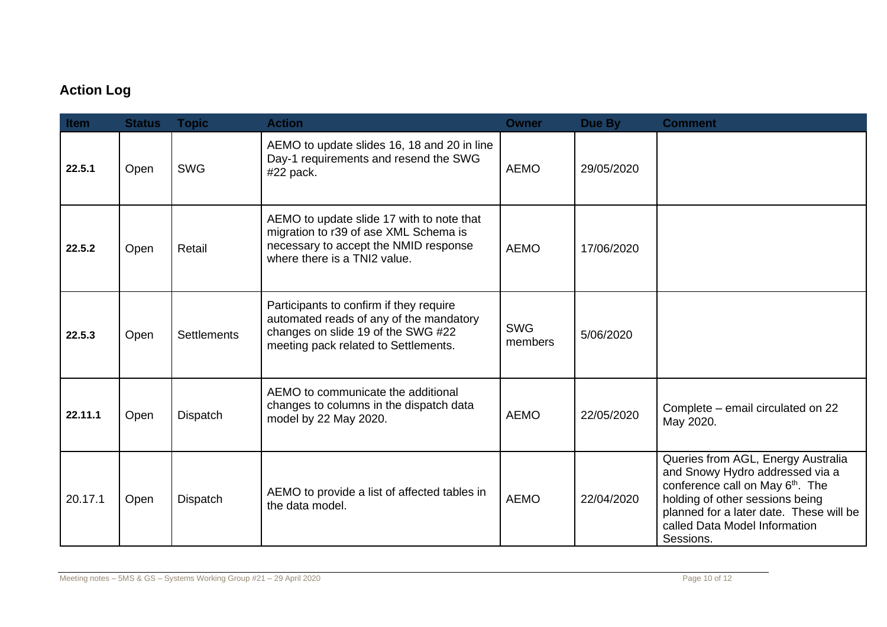## Action Log

| Item | Status | Topic | Action | Owner | Due By | Comment |
|---|---|---|---|---|---|---|
| **22.5.1** | Open | SWG | AEMO to update slides 16, 18 and 20 in line Day-1 requirements and resend the SWG #22 pack. | AEMO | 29/05/2020 | |
| **22.5.2** | Open | Retail | AEMO to update slide 17 with to note that migration to r39 of ase XML Schema is necessary to accept the NMID response where there is a TNI2 value. | AEMO | 17/06/2020 | |
| **22.5.3** | Open | Settlements | Participants to confirm if they require automated reads of any of the mandatory changes on slide 19 of the SWG #22 meeting pack related to Settlements. | SWG members | 5/06/2020 | |
| **22.11.1** | Open | Dispatch | AEMO to communicate the additional changes to columns in the dispatch data model by 22 May 2020. | AEMO | 22/05/2020 | Complete – email circulated on 22 May 2020. |
| 20.17.1 | Open | Dispatch | AEMO to provide a list of affected tables in the data model. | AEMO | 22/04/2020 | Queries from AGL, Energy Australia and Snowy Hydro addressed via a conference call on May 6th. The holding of other sessions being planned for a later date. These will be called Data Model Information Sessions. |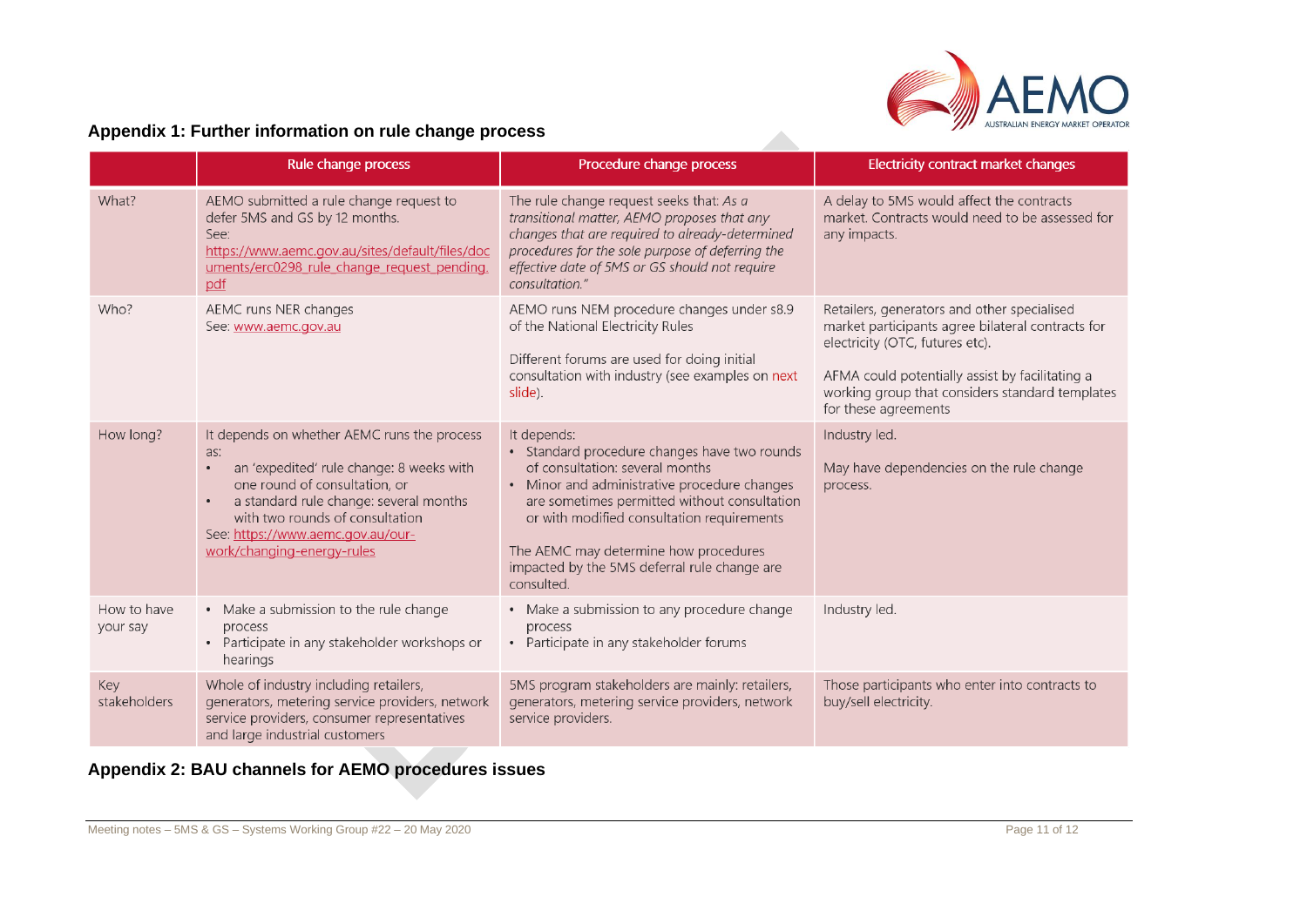## Appendix 1: Further information on rule change process

| | Rule change process | Procedure change process | Electricity contract market changes |
|---|---|---|---|
| What? | AEMO submitted a rule change request to defer 5MS and GS by 12 months.<br>See: https://www.aemc.gov.au/sites/default/files/documents/erc0298_rule_change_request_pending.pdf | The rule change request seeks that: *As a transitional matter, AEMO proposes that any changes that are required to already-determined procedures for the sole purpose of deferring the effective date of 5MS or GS should not require consultation."* | A delay to 5MS would affect the contracts market. Contracts would need to be assessed for any impacts. |
| Who? | AEMC runs NER changes<br>See: www.aemc.gov.au | AEMO runs NEM procedure changes under s8.9 of the National Electricity Rules<br><br>Different forums are used for doing initial consultation with industry (see examples on next slide). | Retailers, generators and other specialised market participants agree bilateral contracts for electricity (OTC, futures etc).<br><br>AFMA could potentially assist by facilitating a working group that considers standard templates for these agreements |
| How long? | It depends on whether AEMC runs the process as:<br>• an 'expedited' rule change: 8 weeks with one round of consultation, or<br>• a standard rule change: several months with two rounds of consultation<br>See: https://www.aemc.gov.au/our-work/changing-energy-rules | It depends:<br>• Standard procedure changes have two rounds of consultation: several months<br>• Minor and administrative procedure changes are sometimes permitted without consultation or with modified consultation requirements<br><br>The AEMC may determine how procedures impacted by the 5MS deferral rule change are consulted. | Industry led.<br><br>May have dependencies on the rule change process. |
| How to have your say | • Make a submission to the rule change process<br>• Participate in any stakeholder workshops or hearings | • Make a submission to any procedure change process<br>• Participate in any stakeholder forums | Industry led. |
| Key stakeholders | Whole of industry including retailers, generators, metering service providers, network service providers, consumer representatives and large industrial customers | 5MS program stakeholders are mainly: retailers, generators, metering service providers, network service providers. | Those participants who enter into contracts to buy/sell electricity. |

## Appendix 2: BAU channels for AEMO procedures issues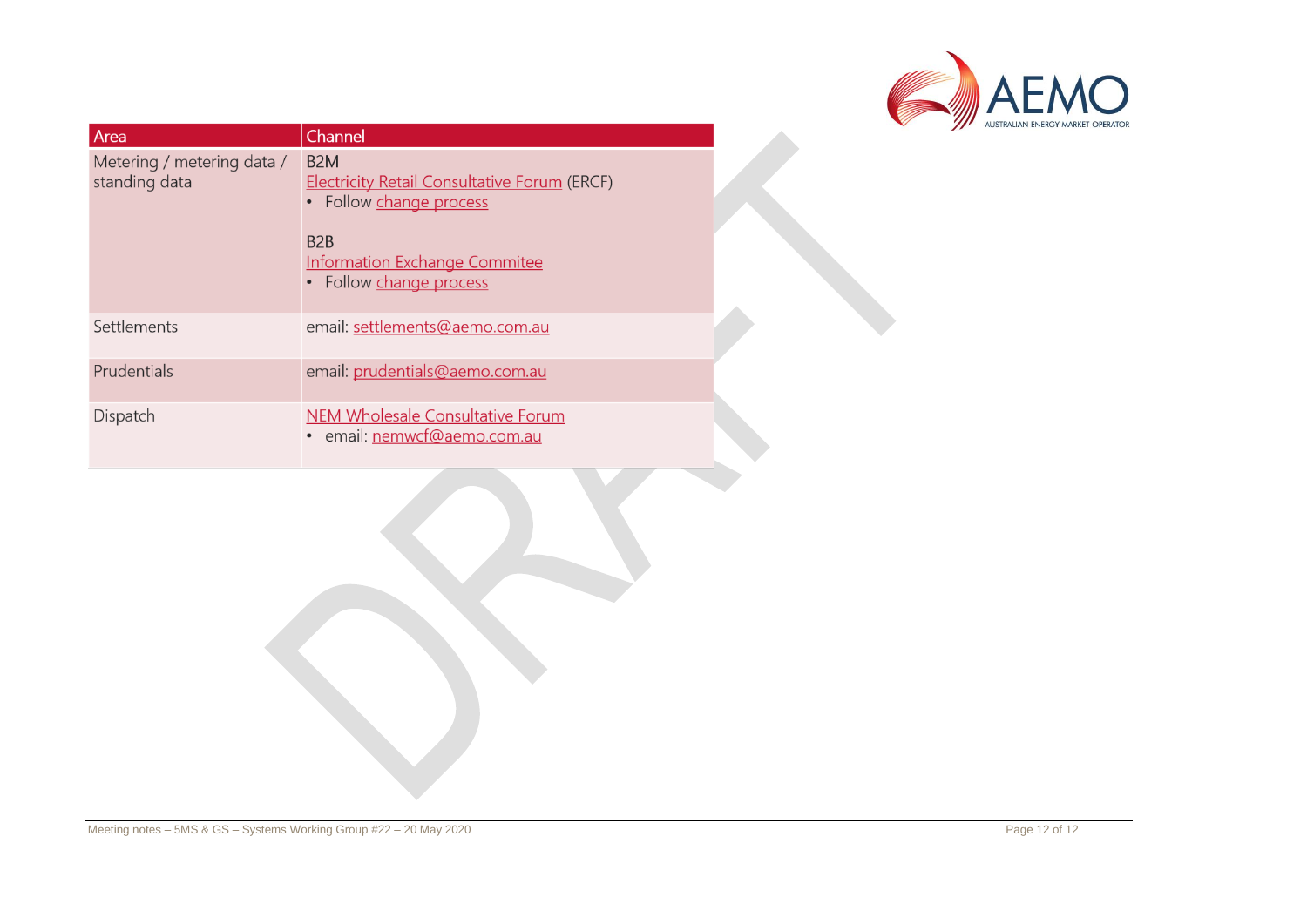| Area | Channel |
| --- | --- |
| Metering / metering data / standing data | B2M<br>Electricity Retail Consultative Forum (ERCF)<br>• Follow change process<br><br>B2B<br>Information Exchange Commitee<br>• Follow change process |
| Settlements | email: settlements@aemo.com.au |
| Prudentials | email: prudentials@aemo.com.au |
| Dispatch | NEM Wholesale Consultative Forum<br>• email: nemwcf@aemo.com.au |